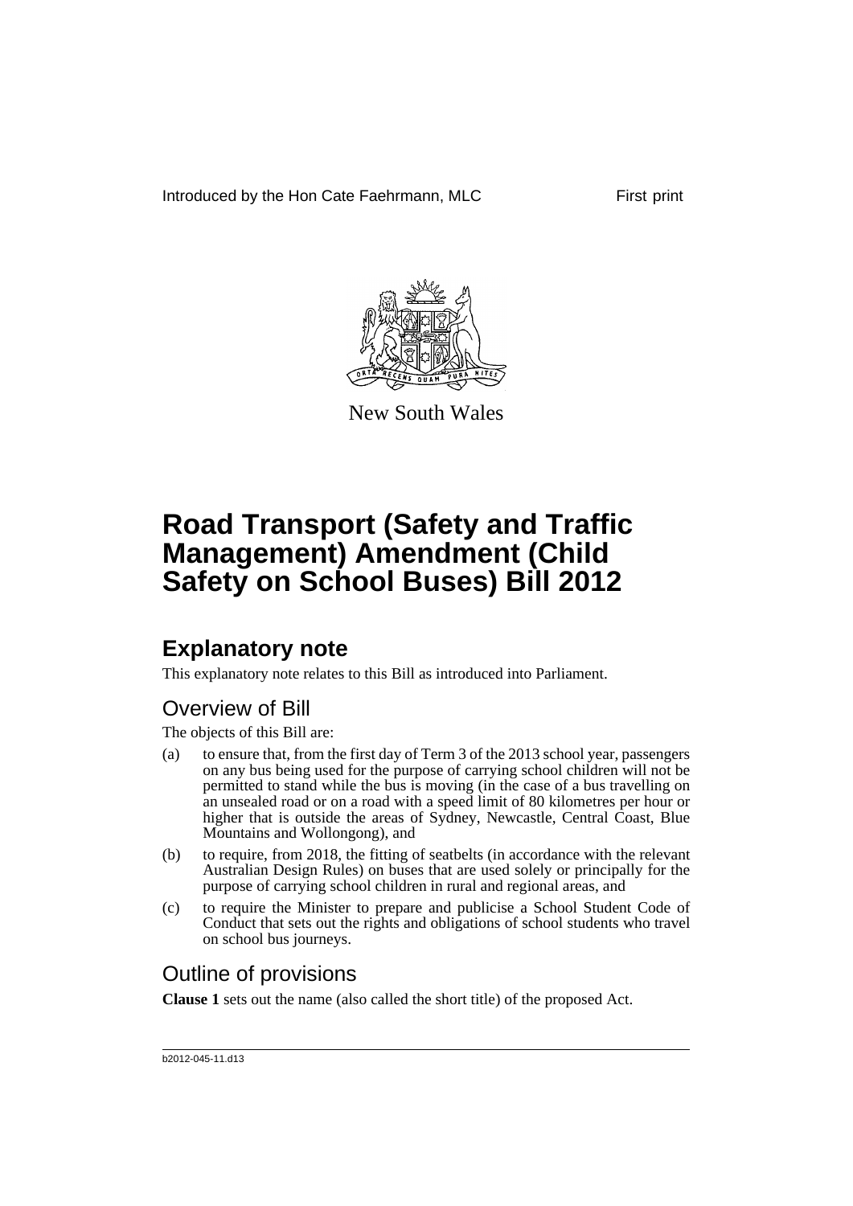Introduced by the Hon Cate Faehrmann, MLC

First print

New South Wales

# Road Transport (Safety and Traffic Management) Amendment (Child Safety on School Buses) Bill 2012

## Explanatory note

This explanatory note relates to this Bill as introduced into Parliament.

### Overview of Bill

The objects of this Bill are:

(a) to ensure that, from the first day of Term 3 of the 2013 school year, passengers on any bus being used for the purpose of carrying school children will not be permitted to stand while the bus is moving (in the case of a bus travelling on an unsealed road or on a road with a speed limit of 80 kilometres per hour or higher that is outside the areas of Sydney, Newcastle, Central Coast, Blue Mountains and Wollongong), and

(b) to require, from 2018, the fitting of seatbelts (in accordance with the relevant Australian Design Rules) on buses that are used solely or principally for the purpose of carrying school children in rural and regional areas, and

(c) to require the Minister to prepare and publicise a School Student Code of Conduct that sets out the rights and obligations of school students who travel on school bus journeys.

### Outline of provisions

**Clause 1** sets out the name (also called the short title) of the proposed Act.

b2012-045-11.d13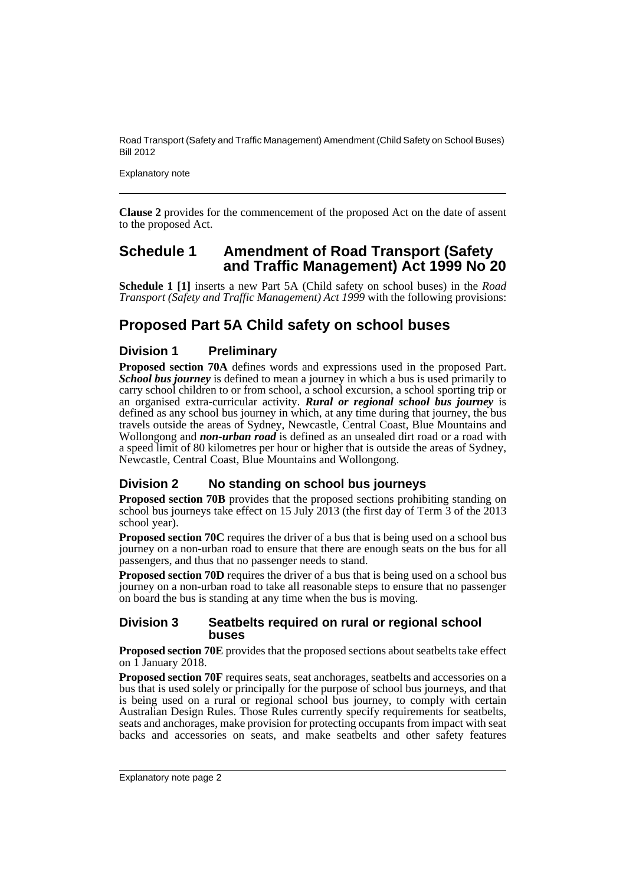**Clause 2** provides for the commencement of the proposed Act on the date of assent to the proposed Act.

## Schedule 1 Amendment of Road Transport (Safety and Traffic Management) Act 1999 No 20

**Schedule 1 [1]** inserts a new Part 5A (Child safety on school buses) in the *Road Transport (Safety and Traffic Management) Act 1999* with the following provisions:

## Proposed Part 5A Child safety on school buses

### Division 1 Preliminary

**Proposed section 70A** defines words and expressions used in the proposed Part. ***School bus journey*** is defined to mean a journey in which a bus is used primarily to carry school children to or from school, a school excursion, a school sporting trip or an organised extra-curricular activity. ***Rural or regional school bus journey*** is defined as any school bus journey in which, at any time during that journey, the bus travels outside the areas of Sydney, Newcastle, Central Coast, Blue Mountains and Wollongong and ***non-urban road*** is defined as an unsealed dirt road or a road with a speed limit of 80 kilometres per hour or higher that is outside the areas of Sydney, Newcastle, Central Coast, Blue Mountains and Wollongong.

### Division 2 No standing on school bus journeys

**Proposed section 70B** provides that the proposed sections prohibiting standing on school bus journeys take effect on 15 July 2013 (the first day of Term 3 of the 2013 school year).

**Proposed section 70C** requires the driver of a bus that is being used on a school bus journey on a non-urban road to ensure that there are enough seats on the bus for all passengers, and thus that no passenger needs to stand.

**Proposed section 70D** requires the driver of a bus that is being used on a school bus journey on a non-urban road to take all reasonable steps to ensure that no passenger on board the bus is standing at any time when the bus is moving.

### Division 3 Seatbelts required on rural or regional school buses

**Proposed section 70E** provides that the proposed sections about seatbelts take effect on 1 January 2018.

**Proposed section 70F** requires seats, seat anchorages, seatbelts and accessories on a bus that is used solely or principally for the purpose of school bus journeys, and that is being used on a rural or regional school bus journey, to comply with certain Australian Design Rules. Those Rules currently specify requirements for seatbelts, seats and anchorages, make provision for protecting occupants from impact with seat backs and accessories on seats, and make seatbelts and other safety features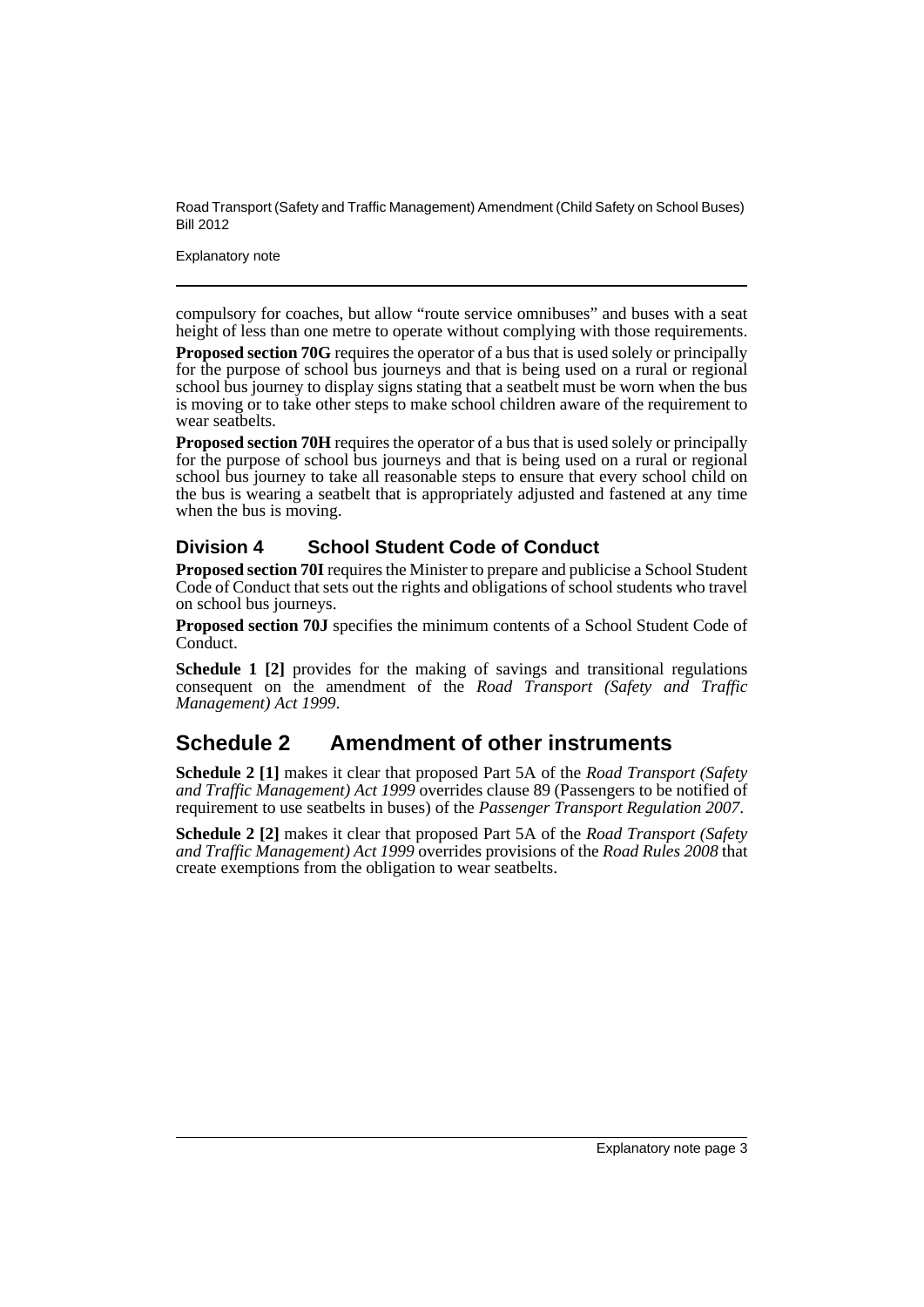compulsory for coaches, but allow "route service omnibuses" and buses with a seat height of less than one metre to operate without complying with those requirements.

**Proposed section 70G** requires the operator of a bus that is used solely or principally for the purpose of school bus journeys and that is being used on a rural or regional school bus journey to display signs stating that a seatbelt must be worn when the bus is moving or to take other steps to make school children aware of the requirement to wear seatbelts.

**Proposed section 70H** requires the operator of a bus that is used solely or principally for the purpose of school bus journeys and that is being used on a rural or regional school bus journey to take all reasonable steps to ensure that every school child on the bus is wearing a seatbelt that is appropriately adjusted and fastened at any time when the bus is moving.

### Division 4 School Student Code of Conduct

**Proposed section 70I** requires the Minister to prepare and publicise a School Student Code of Conduct that sets out the rights and obligations of school students who travel on school bus journeys.

**Proposed section 70J** specifies the minimum contents of a School Student Code of Conduct.

**Schedule 1 [2]** provides for the making of savings and transitional regulations consequent on the amendment of the *Road Transport (Safety and Traffic Management) Act 1999*.

## Schedule 2 Amendment of other instruments

**Schedule 2 [1]** makes it clear that proposed Part 5A of the *Road Transport (Safety and Traffic Management) Act 1999* overrides clause 89 (Passengers to be notified of requirement to use seatbelts in buses) of the *Passenger Transport Regulation 2007*.

**Schedule 2 [2]** makes it clear that proposed Part 5A of the *Road Transport (Safety and Traffic Management) Act 1999* overrides provisions of the *Road Rules 2008* that create exemptions from the obligation to wear seatbelts.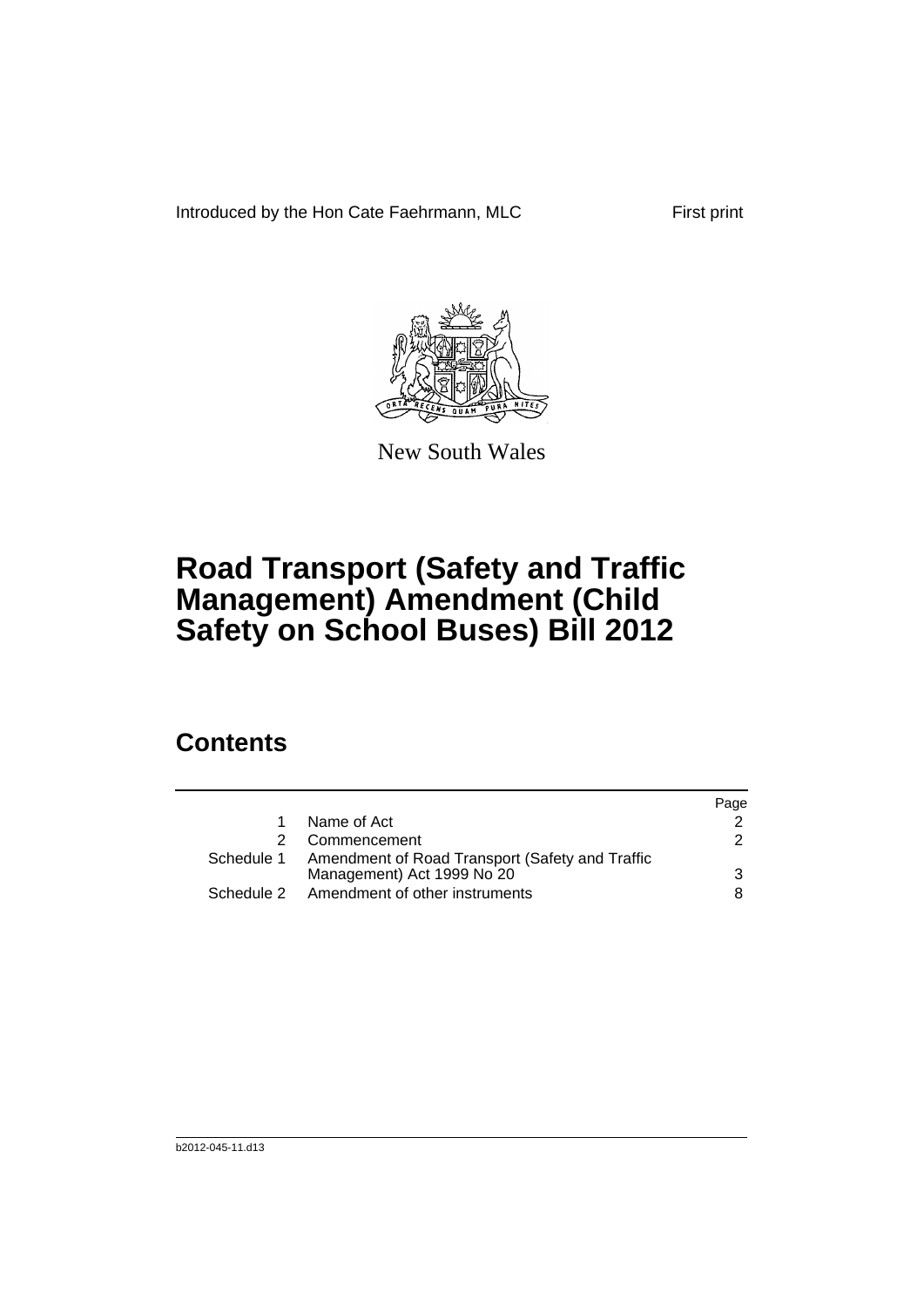Introduced by the Hon Cate Faehrmann, MLC First print

New South Wales

# Road Transport (Safety and Traffic Management) Amendment (Child Safety on School Buses) Bill 2012

## Contents

| | | Page |
|---|---|---|
| 1 | Name of Act | 2 |
| 2 | Commencement | 2 |
| Schedule 1 | Amendment of Road Transport (Safety and Traffic Management) Act 1999 No 20 | 3 |
| Schedule 2 | Amendment of other instruments | 8 |

b2012-045-11.d13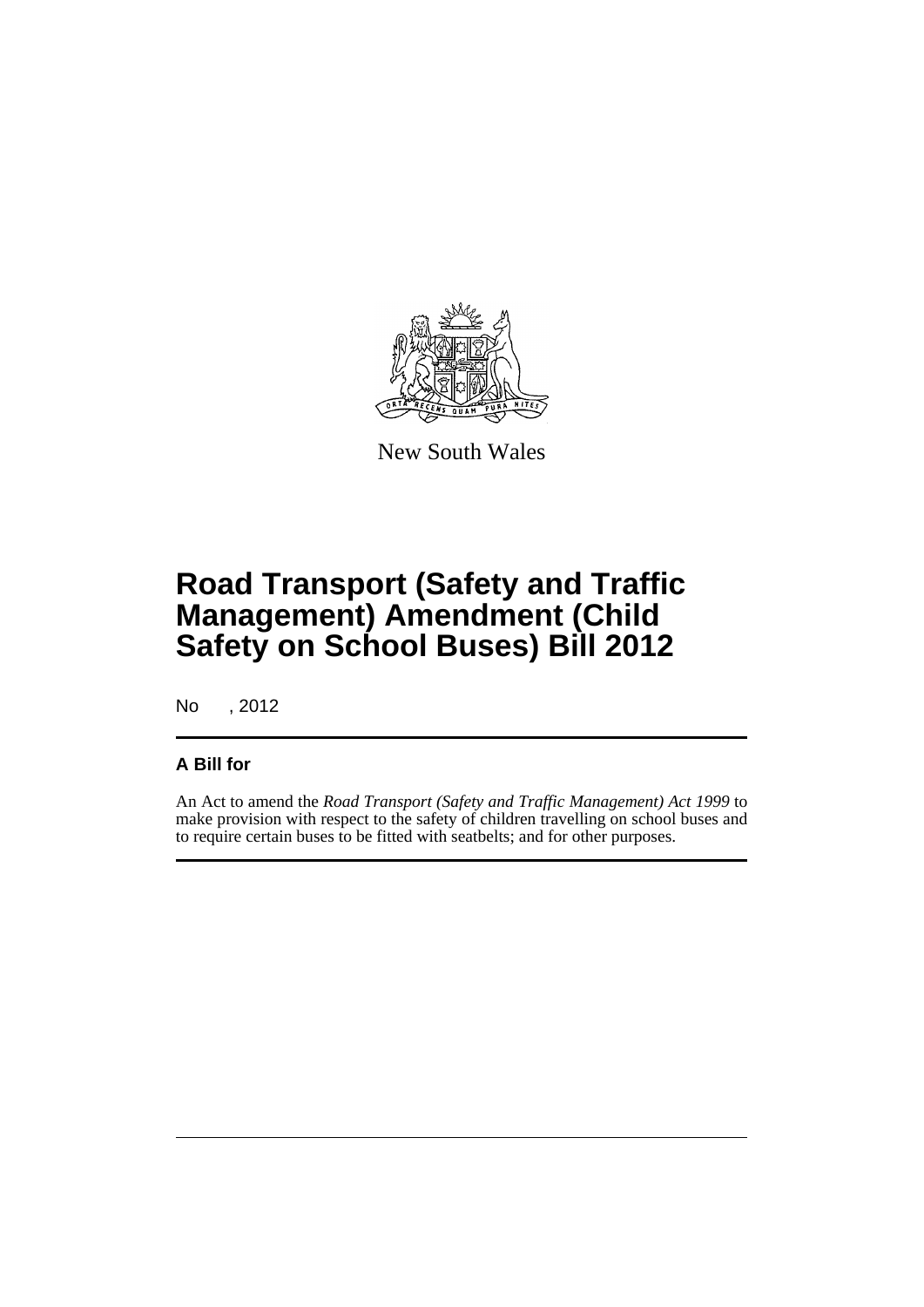New South Wales

# Road Transport (Safety and Traffic Management) Amendment (Child Safety on School Buses) Bill 2012

No , 2012

## A Bill for

An Act to amend the *Road Transport (Safety and Traffic Management) Act 1999* to make provision with respect to the safety of children travelling on school buses and to require certain buses to be fitted with seatbelts; and for other purposes.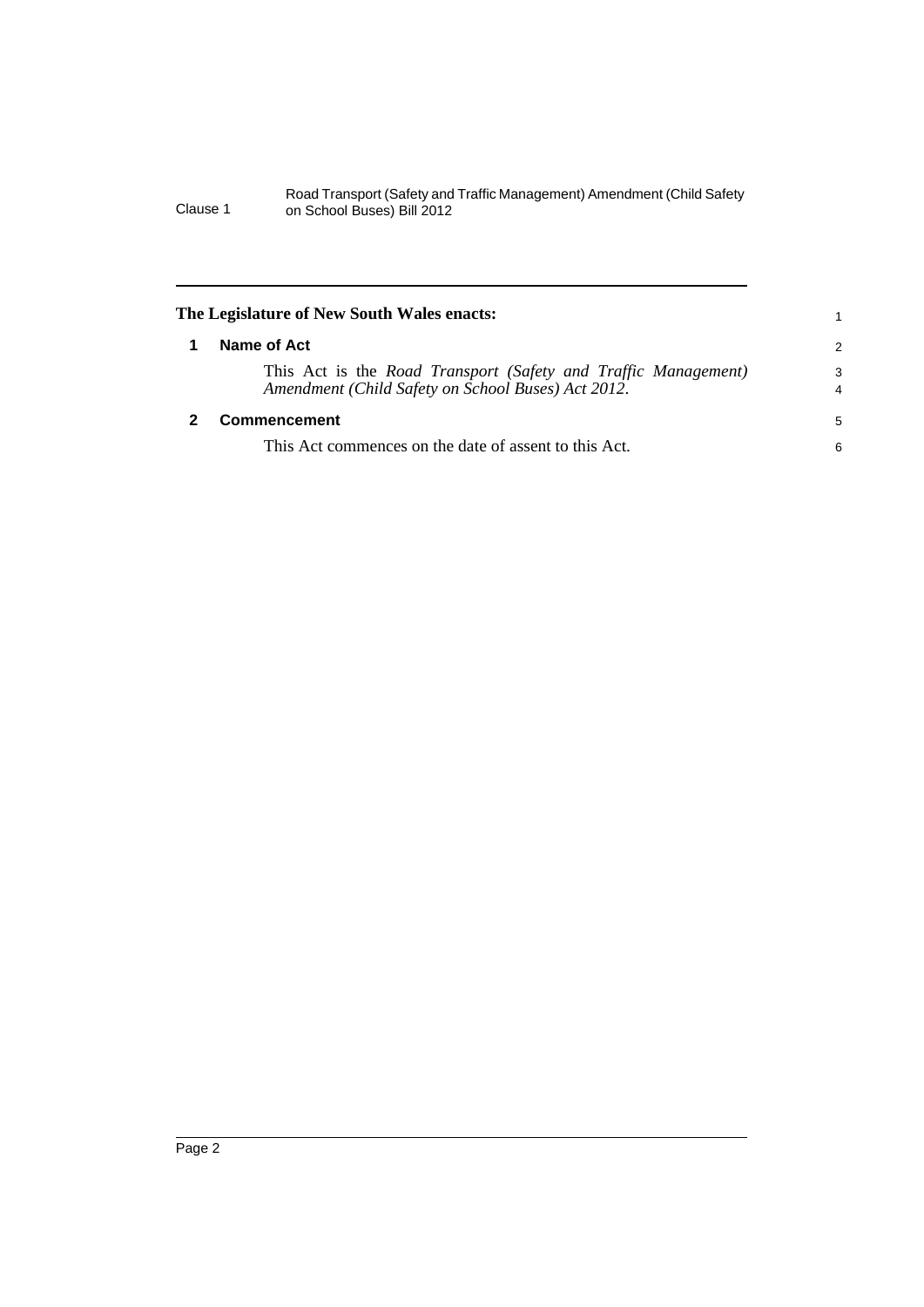**The Legislature of New South Wales enacts:**

## 1 Name of Act

This Act is the *Road Transport (Safety and Traffic Management) Amendment (Child Safety on School Buses) Act 2012*.

## 2 Commencement

This Act commences on the date of assent to this Act.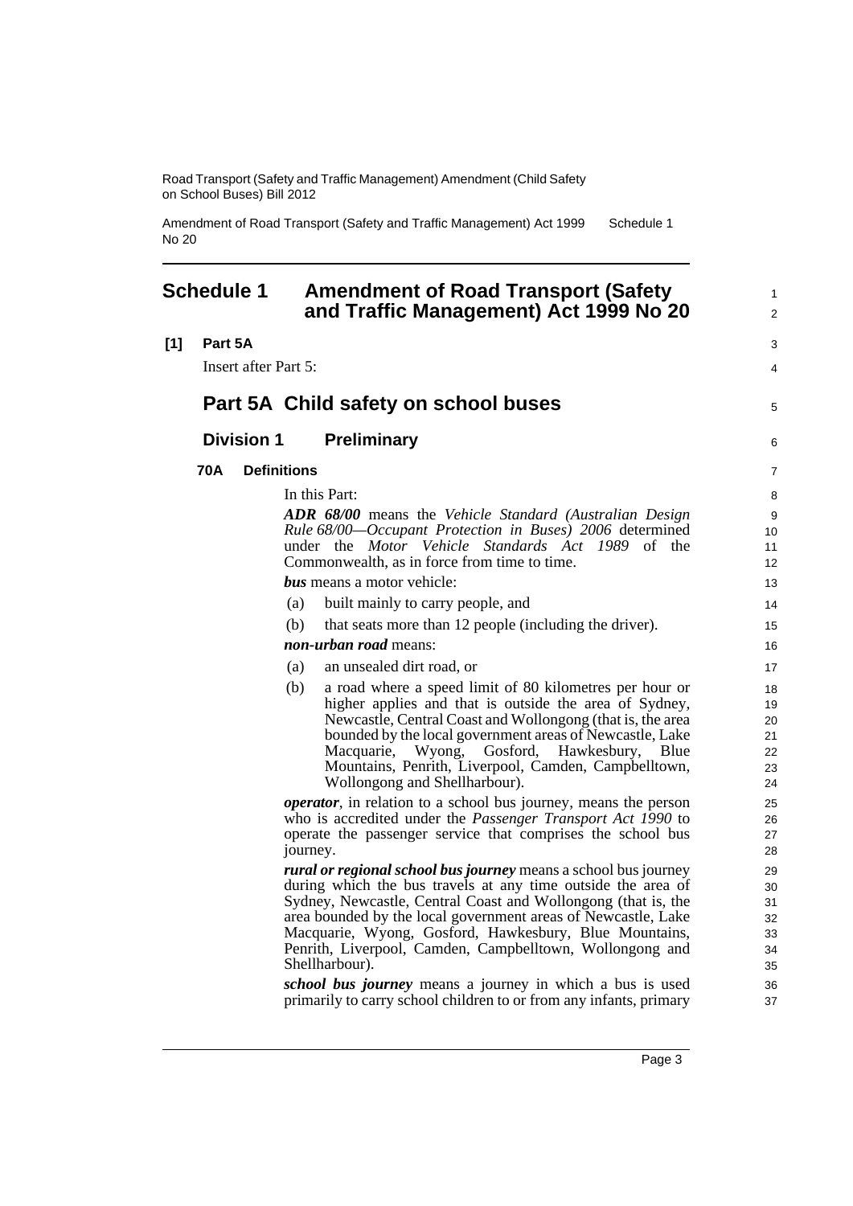## Schedule 1 Amendment of Road Transport (Safety and Traffic Management) Act 1999 No 20

**[1] Part 5A**

Insert after Part 5:

# Part 5A Child safety on school buses

## Division 1 Preliminary

### 70A Definitions

In this Part:

***ADR 68/00*** means the *Vehicle Standard (Australian Design Rule 68/00—Occupant Protection in Buses) 2006* determined under the *Motor Vehicle Standards Act 1989* of the Commonwealth, as in force from time to time.

***bus*** means a motor vehicle:

(a) built mainly to carry people, and

(b) that seats more than 12 people (including the driver).

***non-urban road*** means:

(a) an unsealed dirt road, or

(b) a road where a speed limit of 80 kilometres per hour or higher applies and that is outside the area of Sydney, Newcastle, Central Coast and Wollongong (that is, the area bounded by the local government areas of Newcastle, Lake Macquarie, Wyong, Gosford, Hawkesbury, Blue Mountains, Penrith, Liverpool, Camden, Campbelltown, Wollongong and Shellharbour).

***operator***, in relation to a school bus journey, means the person who is accredited under the *Passenger Transport Act 1990* to operate the passenger service that comprises the school bus journey.

***rural or regional school bus journey*** means a school bus journey during which the bus travels at any time outside the area of Sydney, Newcastle, Central Coast and Wollongong (that is, the area bounded by the local government areas of Newcastle, Lake Macquarie, Wyong, Gosford, Hawkesbury, Blue Mountains, Penrith, Liverpool, Camden, Campbelltown, Wollongong and Shellharbour).

***school bus journey*** means a journey in which a bus is used primarily to carry school children to or from any infants, primary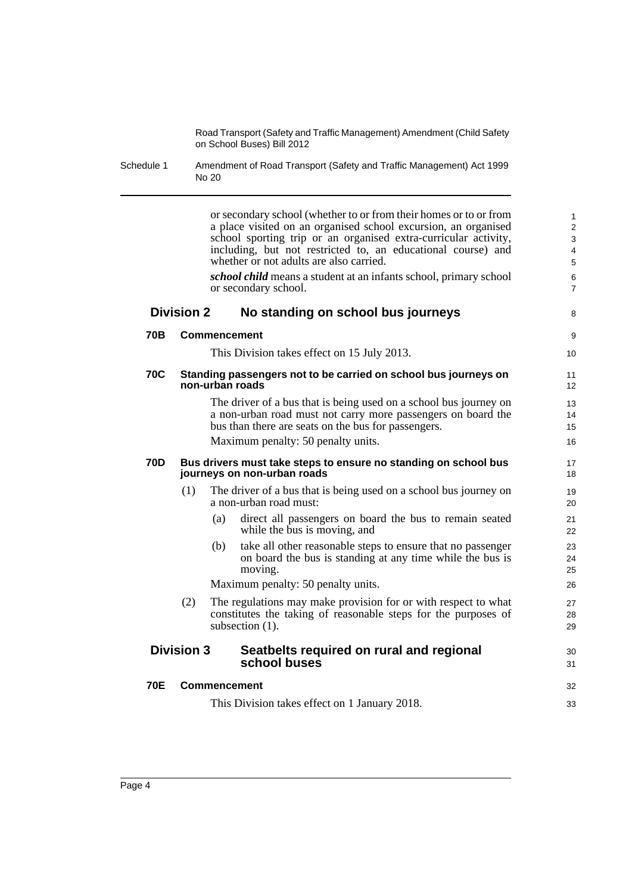or secondary school (whether to or from their homes or to or from a place visited on an organised school excursion, an organised school sporting trip or an organised extra-curricular activity, including, but not restricted to, an educational course) and whether or not adults are also carried.

***school child*** means a student at an infants school, primary school or secondary school.

## Division 2 No standing on school bus journeys

### 70B Commencement

This Division takes effect on 15 July 2013.

### 70C Standing passengers not to be carried on school bus journeys on non-urban roads

The driver of a bus that is being used on a school bus journey on a non-urban road must not carry more passengers on board the bus than there are seats on the bus for passengers.

Maximum penalty: 50 penalty units.

### 70D Bus drivers must take steps to ensure no standing on school bus journeys on non-urban roads

(1) The driver of a bus that is being used on a school bus journey on a non-urban road must:

- (a) direct all passengers on board the bus to remain seated while the bus is moving, and
- (b) take all other reasonable steps to ensure that no passenger on board the bus is standing at any time while the bus is moving.

Maximum penalty: 50 penalty units.

(2) The regulations may make provision for or with respect to what constitutes the taking of reasonable steps for the purposes of subsection (1).

## Division 3 Seatbelts required on rural and regional school buses

### 70E Commencement

This Division takes effect on 1 January 2018.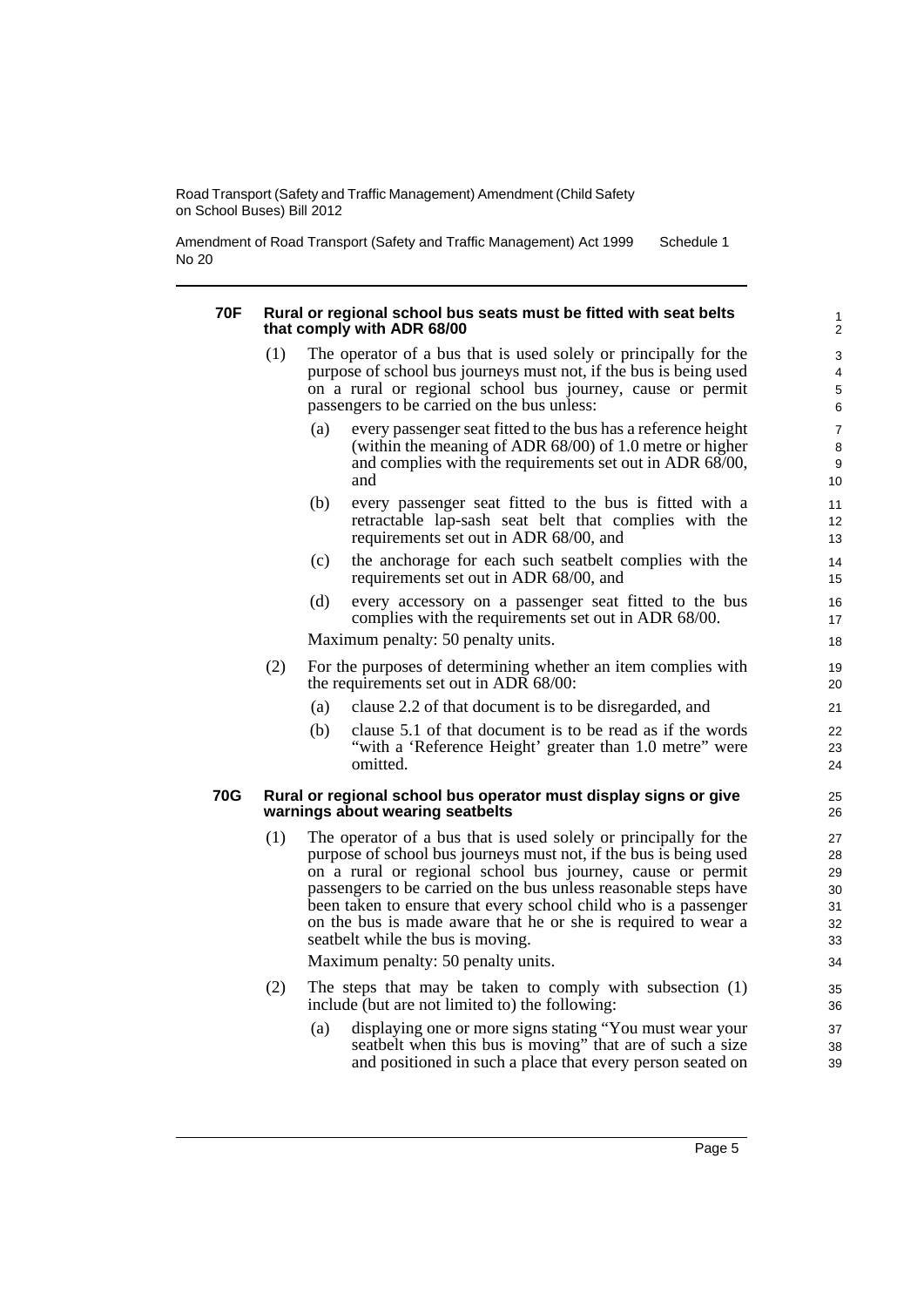#### 70F Rural or regional school bus seats must be fitted with seat belts that comply with ADR 68/00

(1) The operator of a bus that is used solely or principally for the purpose of school bus journeys must not, if the bus is being used on a rural or regional school bus journey, cause or permit passengers to be carried on the bus unless:

(a) every passenger seat fitted to the bus has a reference height (within the meaning of ADR 68/00) of 1.0 metre or higher and complies with the requirements set out in ADR 68/00, and

(b) every passenger seat fitted to the bus is fitted with a retractable lap-sash seat belt that complies with the requirements set out in ADR 68/00, and

(c) the anchorage for each such seatbelt complies with the requirements set out in ADR 68/00, and

(d) every accessory on a passenger seat fitted to the bus complies with the requirements set out in ADR 68/00.

Maximum penalty: 50 penalty units.

(2) For the purposes of determining whether an item complies with the requirements set out in ADR 68/00:

(a) clause 2.2 of that document is to be disregarded, and

(b) clause 5.1 of that document is to be read as if the words "with a 'Reference Height' greater than 1.0 metre" were omitted.

#### 70G Rural or regional school bus operator must display signs or give warnings about wearing seatbelts

(1) The operator of a bus that is used solely or principally for the purpose of school bus journeys must not, if the bus is being used on a rural or regional school bus journey, cause or permit passengers to be carried on the bus unless reasonable steps have been taken to ensure that every school child who is a passenger on the bus is made aware that he or she is required to wear a seatbelt while the bus is moving.

Maximum penalty: 50 penalty units.

(2) The steps that may be taken to comply with subsection (1) include (but are not limited to) the following:

(a) displaying one or more signs stating "You must wear your seatbelt when this bus is moving" that are of such a size and positioned in such a place that every person seated on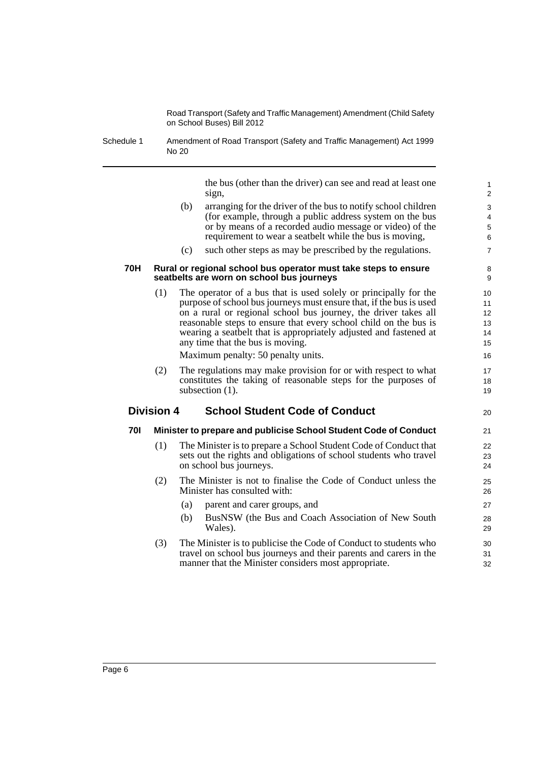the bus (other than the driver) can see and read at least one sign,

(b) arranging for the driver of the bus to notify school children (for example, through a public address system on the bus or by means of a recorded audio message or video) of the requirement to wear a seatbelt while the bus is moving,

(c) such other steps as may be prescribed by the regulations.

**70H Rural or regional school bus operator must take steps to ensure seatbelts are worn on school bus journeys**

(1) The operator of a bus that is used solely or principally for the purpose of school bus journeys must ensure that, if the bus is used on a rural or regional school bus journey, the driver takes all reasonable steps to ensure that every school child on the bus is wearing a seatbelt that is appropriately adjusted and fastened at any time that the bus is moving.

Maximum penalty: 50 penalty units.

(2) The regulations may make provision for or with respect to what constitutes the taking of reasonable steps for the purposes of subsection (1).

## Division 4 School Student Code of Conduct

**70I Minister to prepare and publicise School Student Code of Conduct**

(1) The Minister is to prepare a School Student Code of Conduct that sets out the rights and obligations of school students who travel on school bus journeys.

(2) The Minister is not to finalise the Code of Conduct unless the Minister has consulted with:

(a) parent and carer groups, and

(b) BusNSW (the Bus and Coach Association of New South Wales).

(3) The Minister is to publicise the Code of Conduct to students who travel on school bus journeys and their parents and carers in the manner that the Minister considers most appropriate.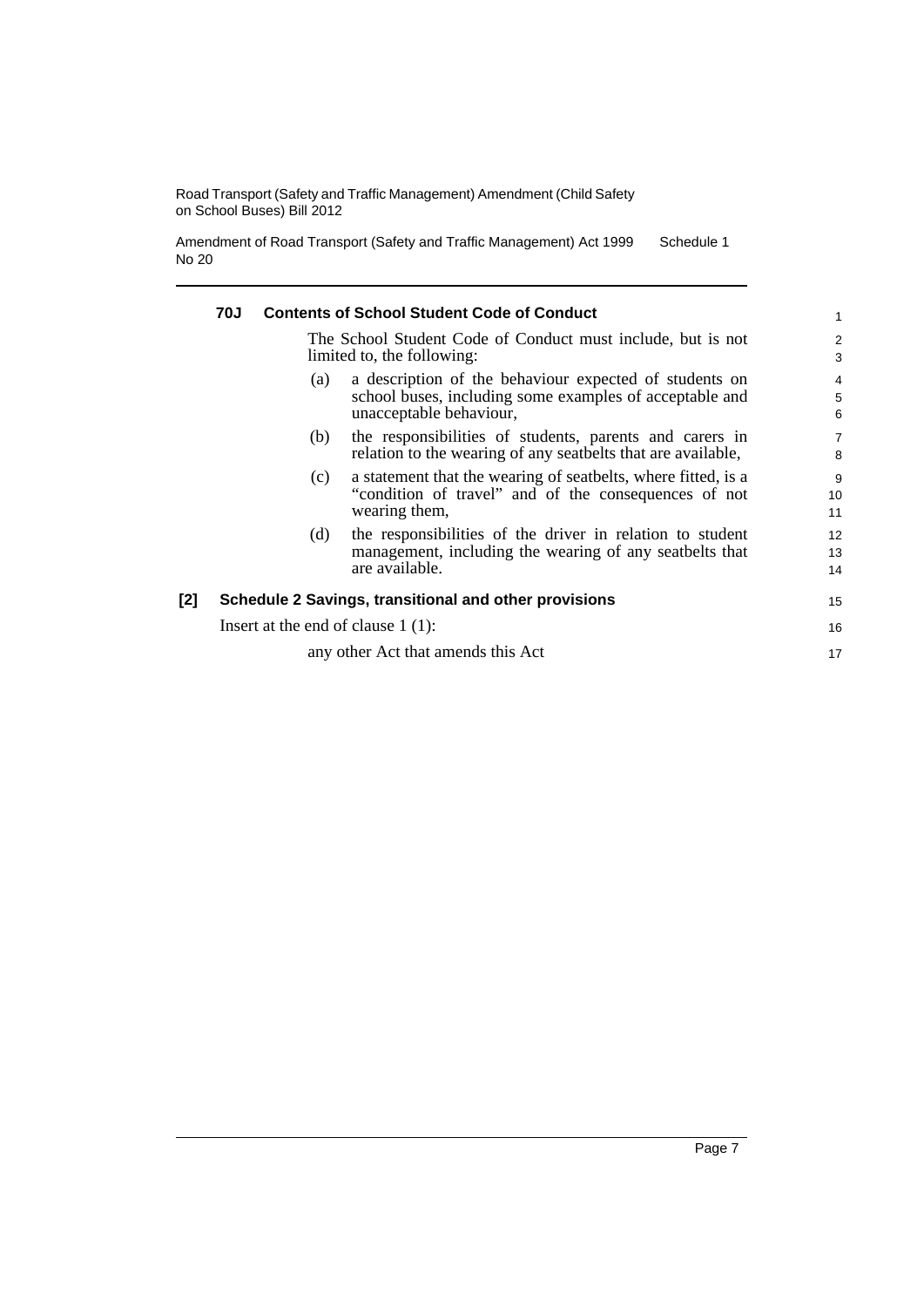### 70J Contents of School Student Code of Conduct

The School Student Code of Conduct must include, but is not limited to, the following:

(a) a description of the behaviour expected of students on school buses, including some examples of acceptable and unacceptable behaviour,

(b) the responsibilities of students, parents and carers in relation to the wearing of any seatbelts that are available,

(c) a statement that the wearing of seatbelts, where fitted, is a "condition of travel" and of the consequences of not wearing them,

(d) the responsibilities of the driver in relation to student management, including the wearing of any seatbelts that are available.

## [2] Schedule 2 Savings, transitional and other provisions

Insert at the end of clause 1 (1):

any other Act that amends this Act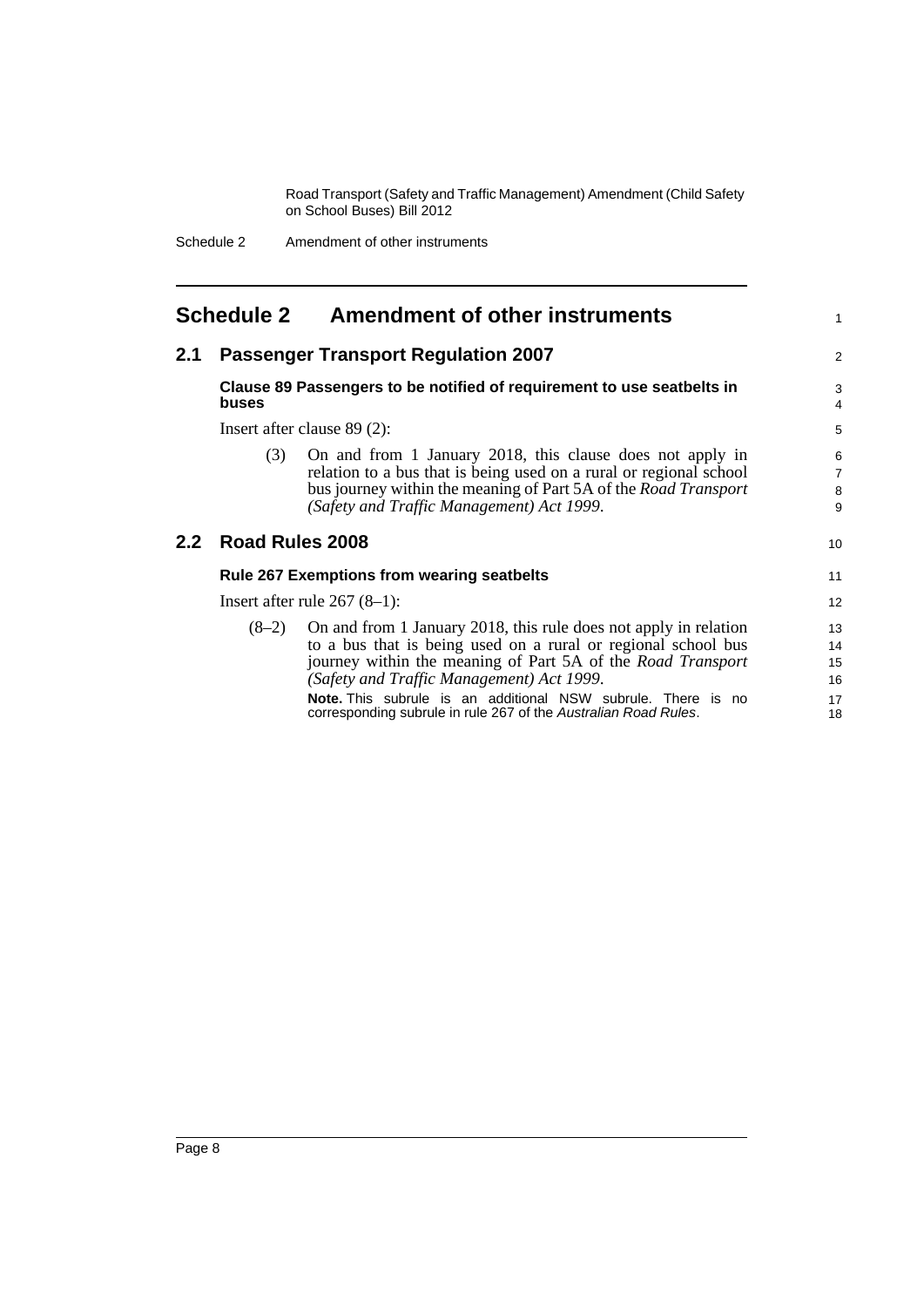# Schedule 2 Amendment of other instruments

## 2.1 Passenger Transport Regulation 2007

### Clause 89 Passengers to be notified of requirement to use seatbelts in buses

Insert after clause 89 (2):

(3) On and from 1 January 2018, this clause does not apply in relation to a bus that is being used on a rural or regional school bus journey within the meaning of Part 5A of the *Road Transport (Safety and Traffic Management) Act 1999*.

## 2.2 Road Rules 2008

### Rule 267 Exemptions from wearing seatbelts

Insert after rule 267 (8–1):

(8–2) On and from 1 January 2018, this rule does not apply in relation to a bus that is being used on a rural or regional school bus journey within the meaning of Part 5A of the *Road Transport (Safety and Traffic Management) Act 1999*.

**Note.** This subrule is an additional NSW subrule. There is no corresponding subrule in rule 267 of the *Australian Road Rules*.